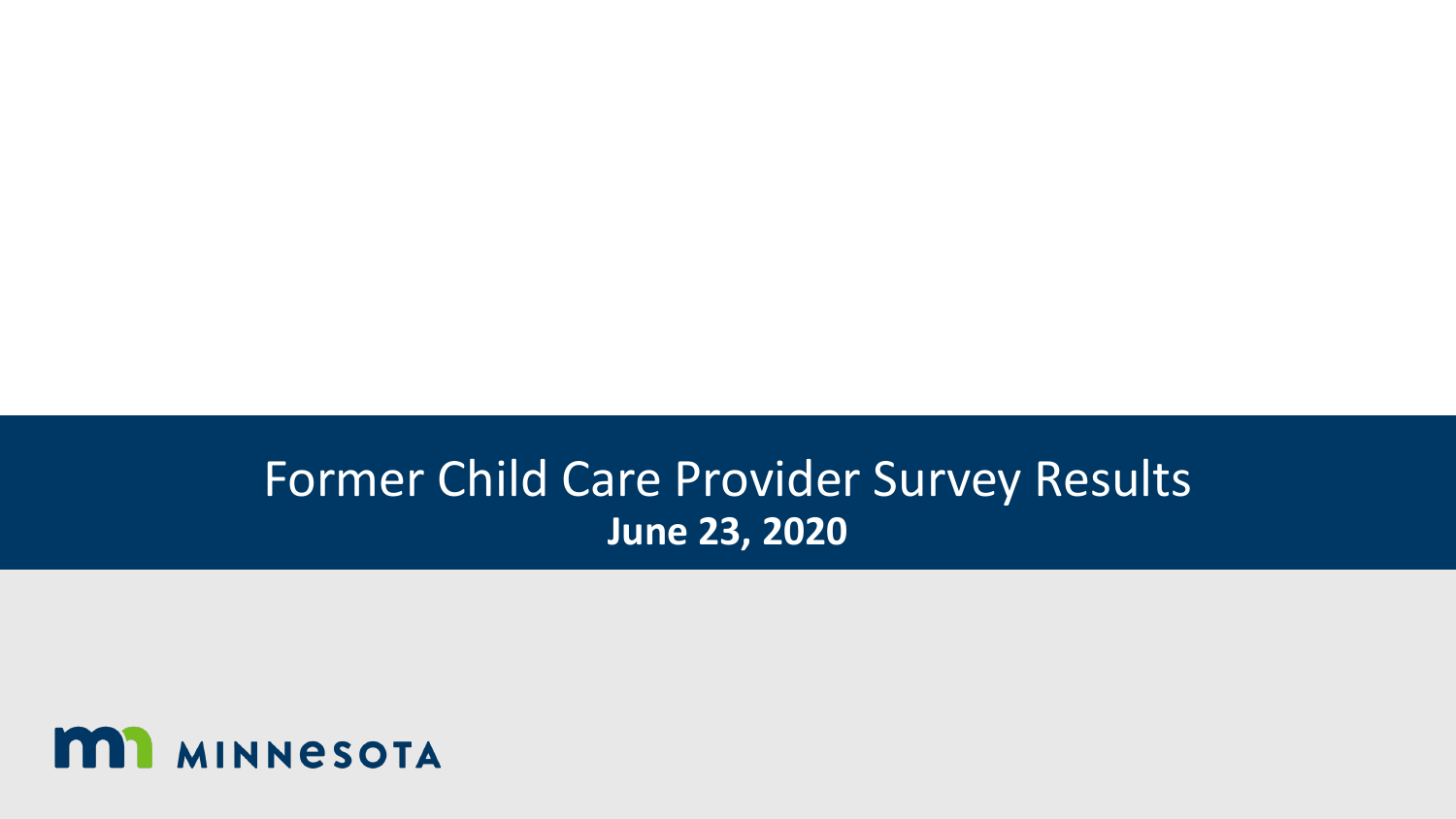# Former Child Care Provider Survey Results

**June 23, 2020**

MINNESOTA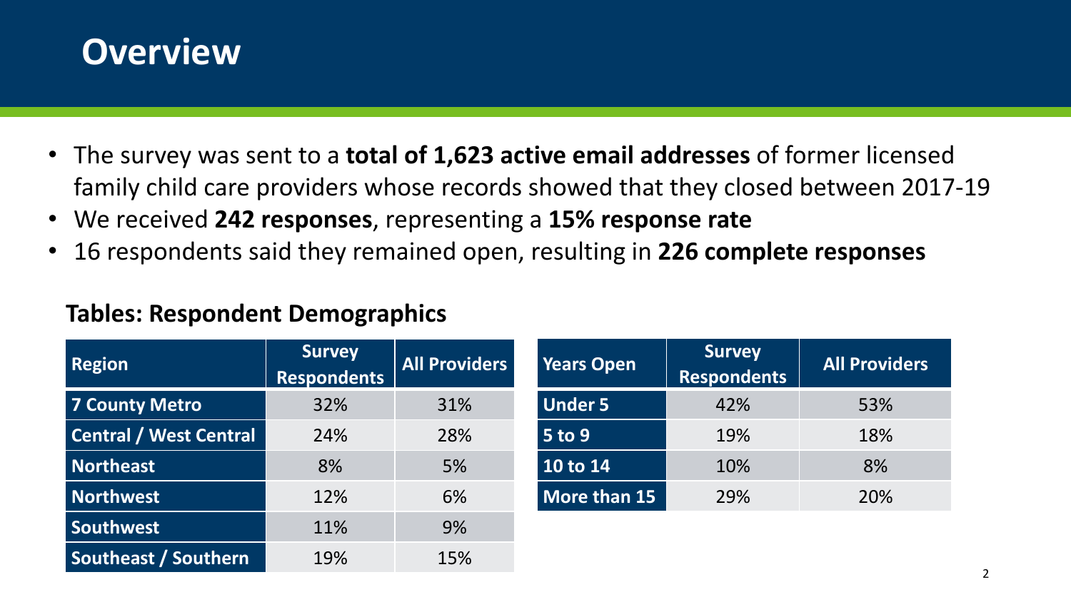# Overview

- The survey was sent to a **total of 1,623 active email addresses** of former licensed family child care providers whose records showed that they closed between 2017-19
- We received **242 responses**, representing a **15% response rate**
- 16 respondents said they remained open, resulting in **226 complete responses**

### Tables: Respondent Demographics

| Region | Survey Respondents | All Providers |
|---|---|---|
| 7 County Metro | 32% | 31% |
| Central / West Central | 24% | 28% |
| Northeast | 8% | 5% |
| Northwest | 12% | 6% |
| Southwest | 11% | 9% |
| Southeast / Southern | 19% | 15% |

| Years Open | Survey Respondents | All Providers |
|---|---|---|
| Under 5 | 42% | 53% |
| 5 to 9 | 19% | 18% |
| 10 to 14 | 10% | 8% |
| More than 15 | 29% | 20% |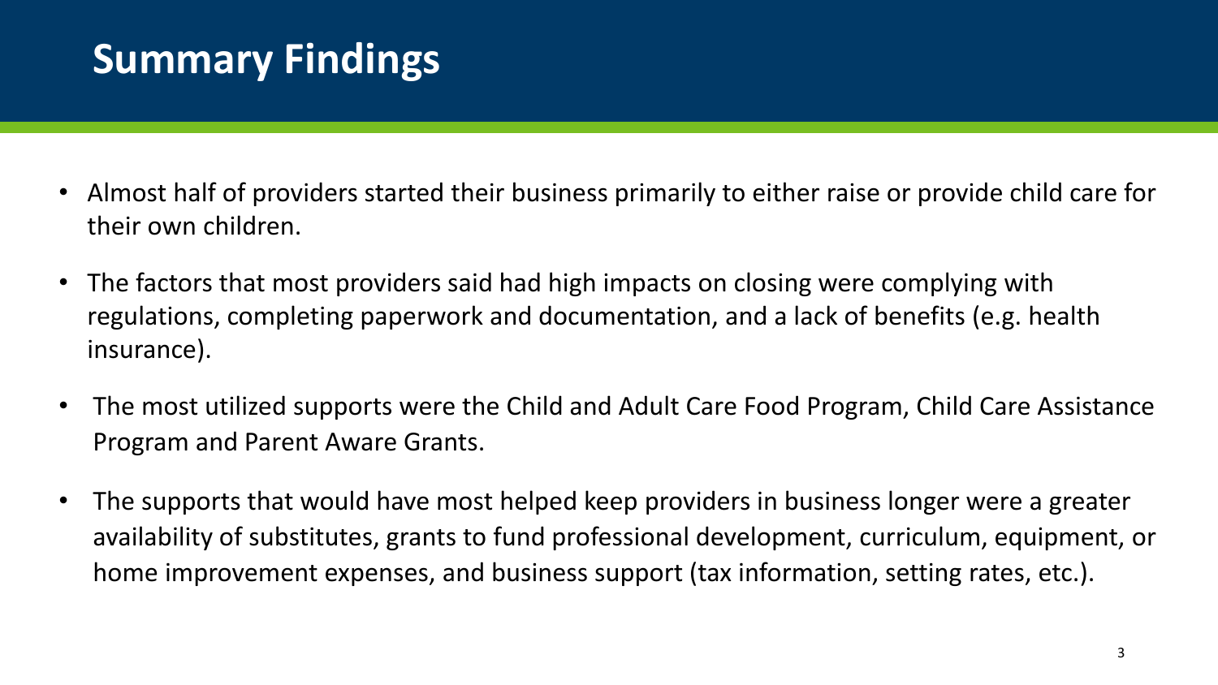# Summary Findings

- Almost half of providers started their business primarily to either raise or provide child care for their own children.
- The factors that most providers said had high impacts on closing were complying with regulations, completing paperwork and documentation, and a lack of benefits (e.g. health insurance).
- The most utilized supports were the Child and Adult Care Food Program, Child Care Assistance Program and Parent Aware Grants.
- The supports that would have most helped keep providers in business longer were a greater availability of substitutes, grants to fund professional development, curriculum, equipment, or home improvement expenses, and business support (tax information, setting rates, etc.).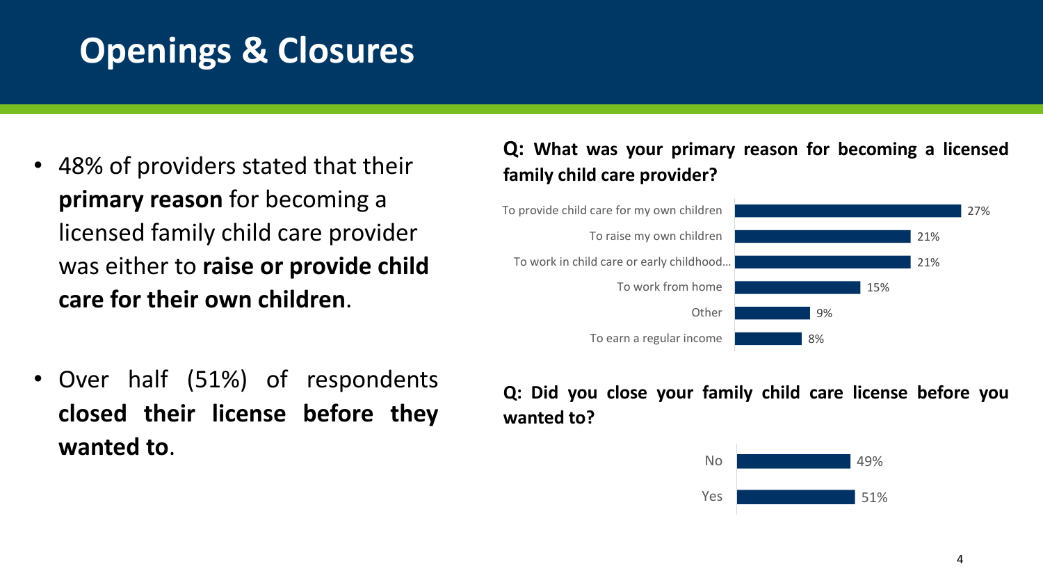# Openings & Closures

- 48% of providers stated that their **primary reason** for becoming a licensed family child care provider was either to **raise or provide child care for their own children**.

- Over half (51%) of respondents **closed their license before they wanted to**.

**Q: What was your primary reason for becoming a licensed family child care provider?**

| Reason | Percent |
| --- | --- |
| To provide child care for my own children | 27% |
| To raise my own children | 21% |
| To work in child care or early childhood... | 21% |
| To work from home | 15% |
| Other | 9% |
| To earn a regular income | 8% |

**Q: Did you close your family child care license before you wanted to?**

| Response | Percent |
| --- | --- |
| No | 49% |
| Yes | 51% |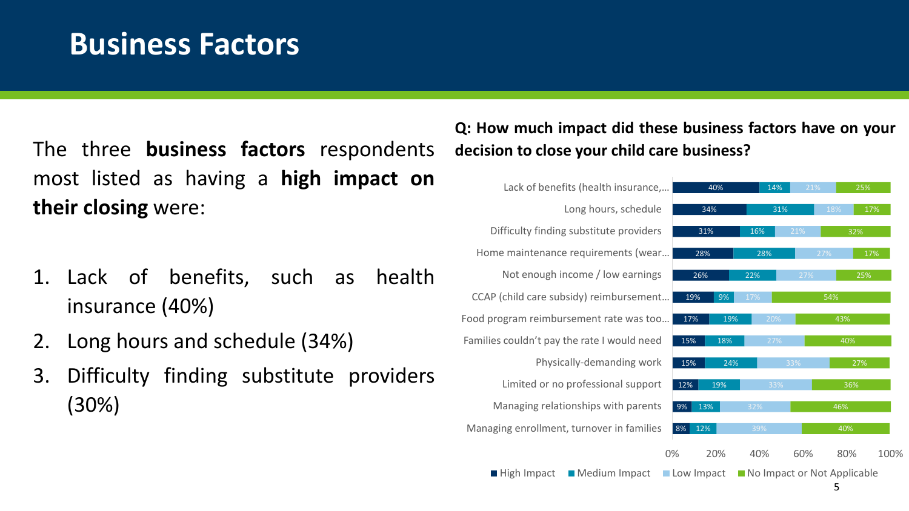# Business Factors

The three **business factors** respondents most listed as having a **high impact on their closing** were:

1. Lack of benefits, such as health insurance (40%)
2. Long hours and schedule (34%)
3. Difficulty finding substitute providers (30%)

**Q: How much impact did these business factors have on your decision to close your child care business?**

| Factor | High Impact | Medium Impact | Low Impact | No Impact or Not Applicable |
|---|---|---|---|---|
| Lack of benefits (health insurance,… | 40% | 14% | 21% | 25% |
| Long hours, schedule | 34% | 31% | 18% | 17% |
| Difficulty finding substitute providers | 31% | 16% | 21% | 32% |
| Home maintenance requirements (wear… | 28% | 28% | 27% | 17% |
| Not enough income / low earnings | 26% | 22% | 27% | 25% |
| CCAP (child care subsidy) reimbursement… | 19% | 9% | 17% | 54% |
| Food program reimbursement rate was too… | 17% | 19% | 20% | 43% |
| Families couldn't pay the rate I would need | 15% | 18% | 27% | 40% |
| Physically-demanding work | 15% | 24% | 33% | 27% |
| Limited or no professional support | 12% | 19% | 33% | 36% |
| Managing relationships with parents | 9% | 13% | 32% | 46% |
| Managing enrollment, turnover in families | 8% | 12% | 39% | 40% |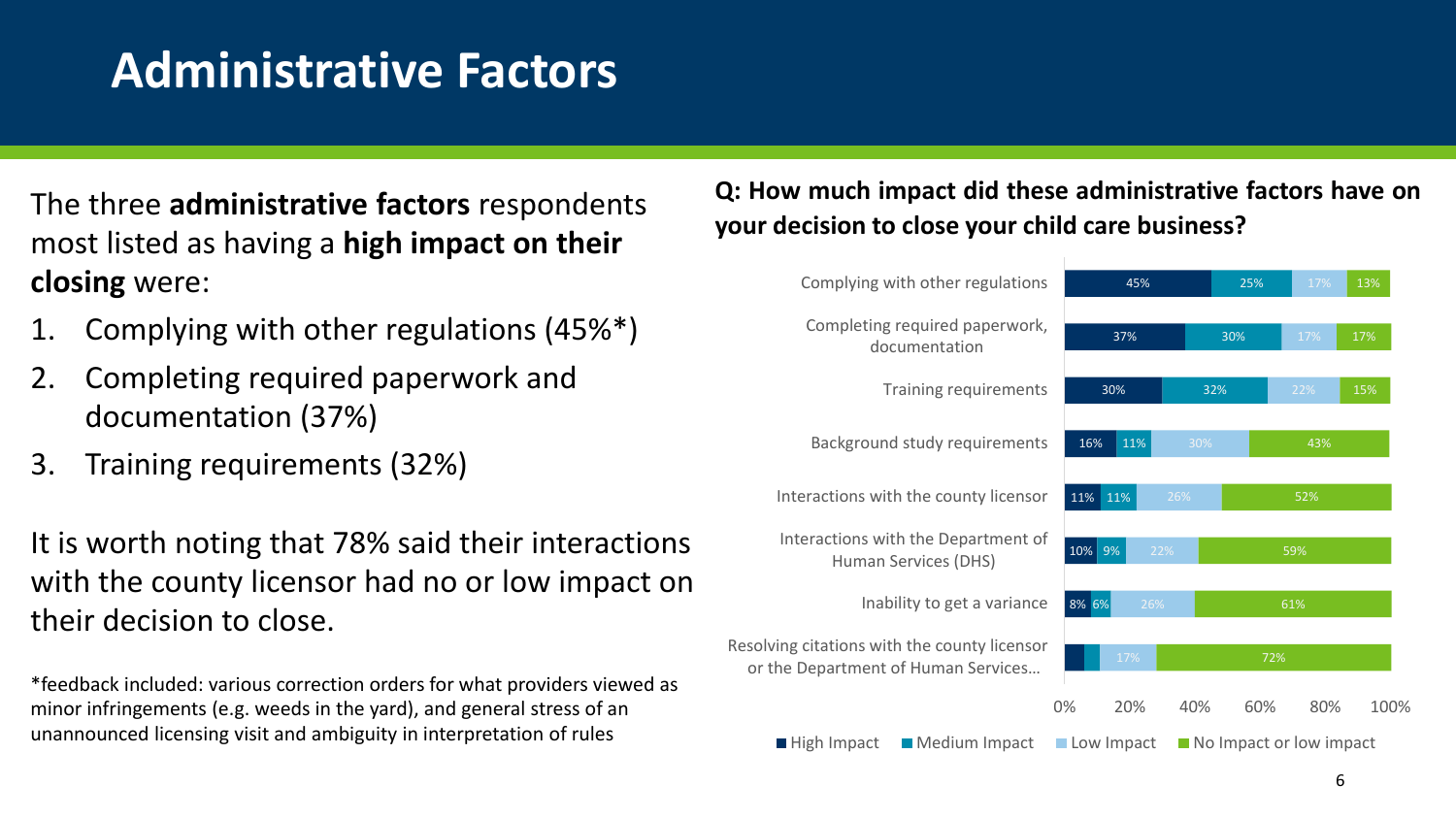# Administrative Factors

The three **administrative factors** respondents most listed as having a **high impact on their closing** were:

1. Complying with other regulations (45%*)
2. Completing required paperwork and documentation (37%)
3. Training requirements (32%)

It is worth noting that 78% said their interactions with the county licensor had no or low impact on their decision to close.

*feedback included: various correction orders for what providers viewed as minor infringements (e.g. weeds in the yard), and general stress of an unannounced licensing visit and ambiguity in interpretation of rules

**Q: How much impact did these administrative factors have on your decision to close your child care business?**

| Factor | High Impact | Medium Impact | Low Impact | No Impact or low impact |
|---|---|---|---|---|
| Complying with other regulations | 45% | 25% | 17% | 13% |
| Completing required paperwork, documentation | 37% | 30% | 17% | 17% |
| Training requirements | 30% | 32% | 22% | 15% |
| Background study requirements | 16% | 11% | 30% | 43% |
| Interactions with the county licensor | 11% | 11% | 26% | 52% |
| Interactions with the Department of Human Services (DHS) | 10% | 9% | 22% | 59% |
| Inability to get a variance | 8% | 6% | 26% | 61% |
| Resolving citations with the county licensor or the Department of Human Services… | | | 17% | 72% |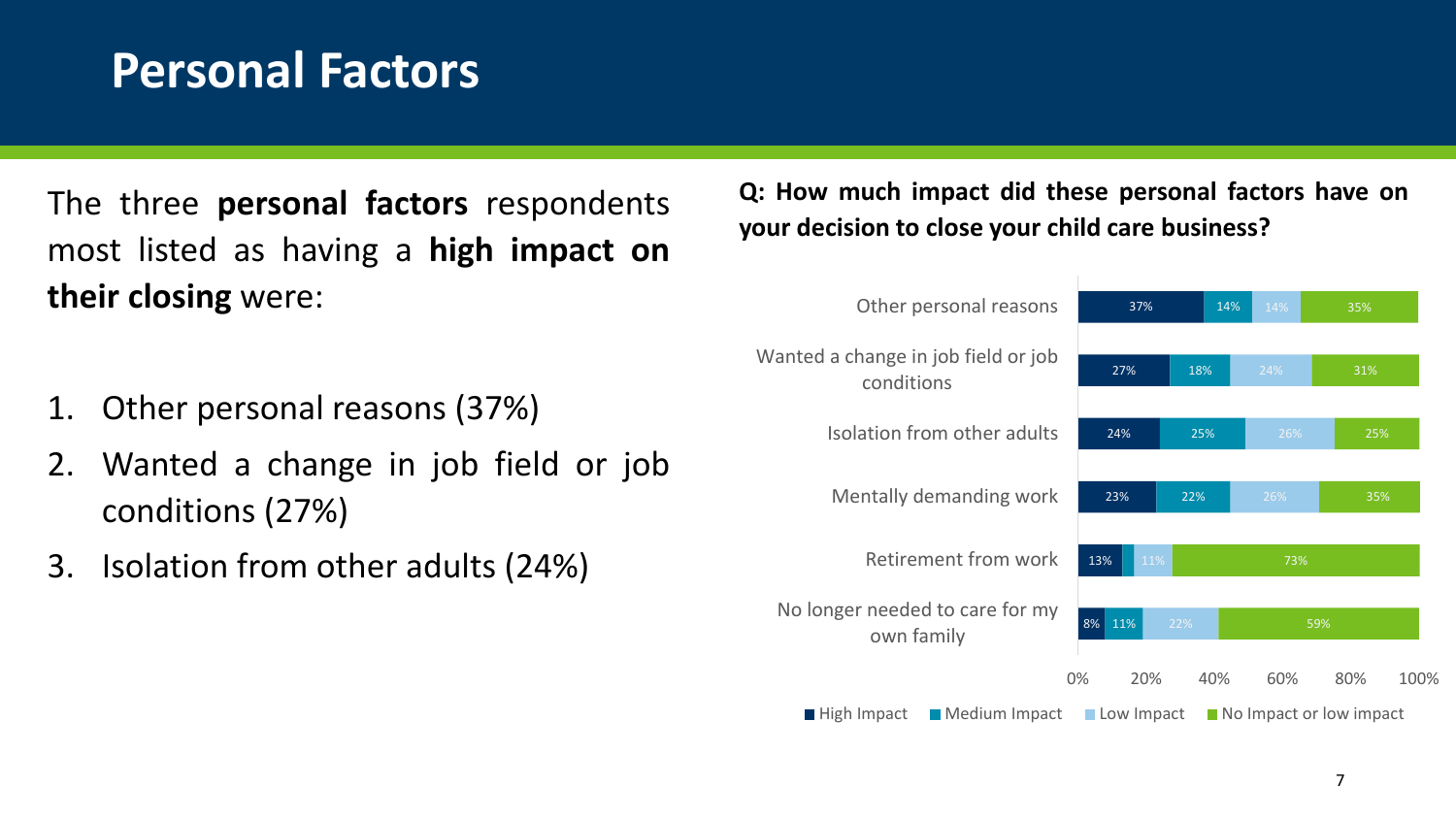# Personal Factors

The three **personal factors** respondents most listed as having a **high impact on their closing** were:

1. Other personal reasons (37%)
2. Wanted a change in job field or job conditions (27%)
3. Isolation from other adults (24%)

**Q: How much impact did these personal factors have on your decision to close your child care business?**

| | High Impact | Medium Impact | Low Impact | No Impact or low impact |
|---|---|---|---|---|
| Other personal reasons | 37% | 14% | 14% | 35% |
| Wanted a change in job field or job conditions | 27% | 18% | 24% | 31% |
| Isolation from other adults | 24% | 25% | 26% | 25% |
| Mentally demanding work | 23% | 22% | 26% | 35% |
| Retirement from work | 13% | | 11% | 73% |
| No longer needed to care for my own family | 8% | 11% | 22% | 59% |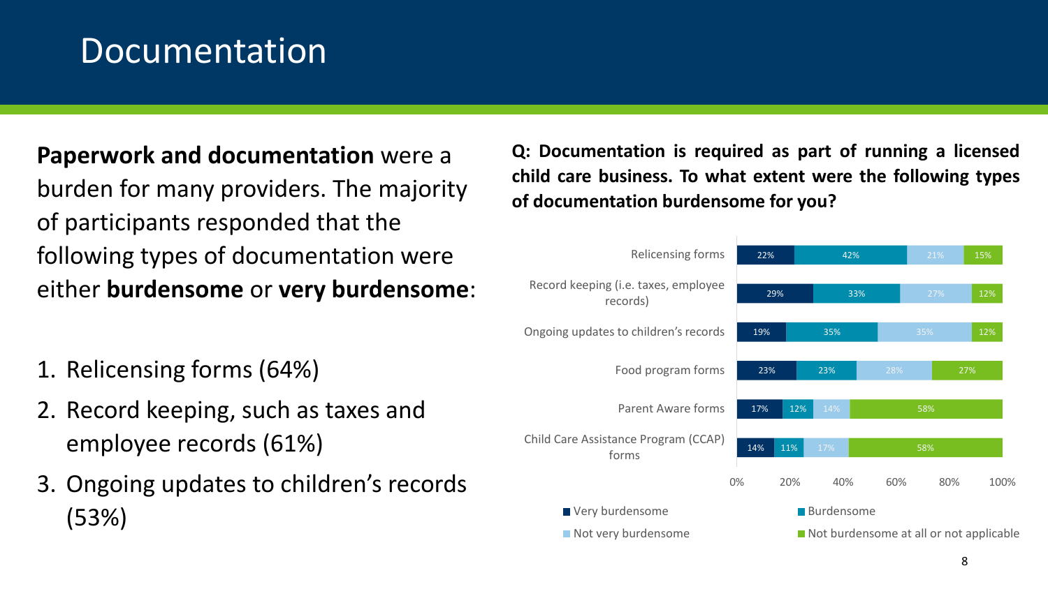# Documentation

**Paperwork and documentation** were a burden for many providers. The majority of participants responded that the following types of documentation were either **burdensome** or **very burdensome**:

1. Relicensing forms (64%)
2. Record keeping, such as taxes and employee records (61%)
3. Ongoing updates to children's records (53%)

**Q: Documentation is required as part of running a licensed child care business. To what extent were the following types of documentation burdensome for you?**

| | Very burdensome | Burdensome | Not very burdensome | Not burdensome at all or not applicable |
|---|---|---|---|---|
| Relicensing forms | 22% | 42% | 21% | 15% |
| Record keeping (i.e. taxes, employee records) | 29% | 33% | 27% | 12% |
| Ongoing updates to children's records | 19% | 35% | 35% | 12% |
| Food program forms | 23% | 23% | 28% | 27% |
| Parent Aware forms | 17% | 12% | 14% | 58% |
| Child Care Assistance Program (CCAP) forms | 14% | 11% | 17% | 58% |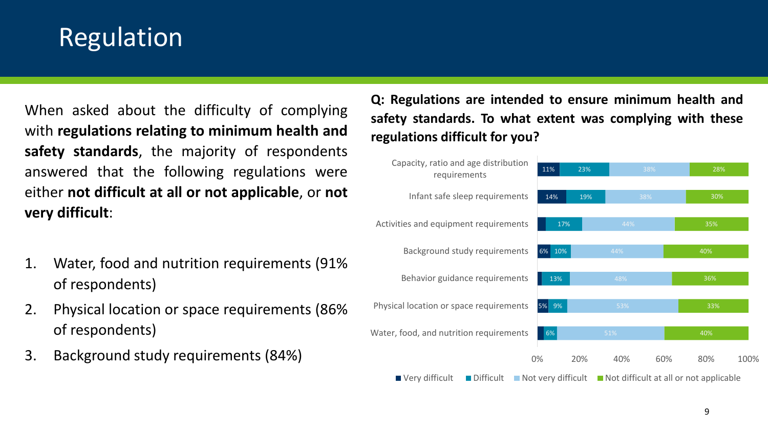# Regulation

When asked about the difficulty of complying with **regulations relating to minimum health and safety standards**, the majority of respondents answered that the following regulations were either **not difficult at all or not applicable**, or **not very difficult**:

1. Water, food and nutrition requirements (91% of respondents)
2. Physical location or space requirements (86% of respondents)
3. Background study requirements (84%)

**Q: Regulations are intended to ensure minimum health and safety standards. To what extent was complying with these regulations difficult for you?**

| Requirement | Very difficult | Difficult | Not very difficult | Not difficult at all or not applicable |
| --- | --- | --- | --- | --- |
| Capacity, ratio and age distribution requirements | 11% | 23% | 38% | 28% |
| Infant safe sleep requirements | 14% | 19% | 38% | 30% |
| Activities and equipment requirements | | 17% | 44% | 35% |
| Background study requirements | 6% | 10% | 44% | 40% |
| Behavior guidance requirements | | 13% | 48% | 36% |
| Physical location or space requirements | 5% | 9% | 53% | 33% |
| Water, food, and nutrition requirements | | 6% | 51% | 40% |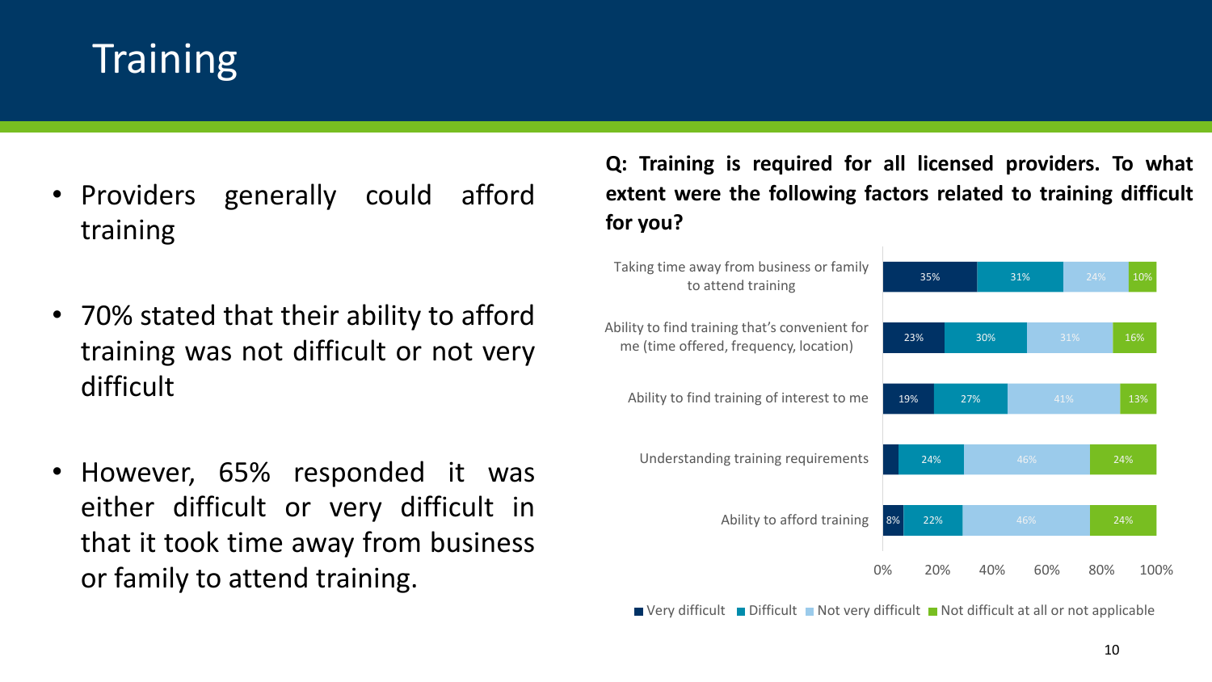# Training

- Providers generally could afford training
- 70% stated that their ability to afford training was not difficult or not very difficult
- However, 65% responded it was either difficult or very difficult in that it took time away from business or family to attend training.

**Q: Training is required for all licensed providers. To what extent were the following factors related to training difficult for you?**

| Factor | Very difficult | Difficult | Not very difficult | Not difficult at all or not applicable |
|---|---|---|---|---|
| Taking time away from business or family to attend training | 35% | 31% | 24% | 10% |
| Ability to find training that's convenient for me (time offered, frequency, location) | 23% | 30% | 31% | 16% |
| Ability to find training of interest to me | 19% | 27% | 41% | 13% |
| Understanding training requirements | | 24% | 46% | 24% |
| Ability to afford training | 8% | 22% | 46% | 24% |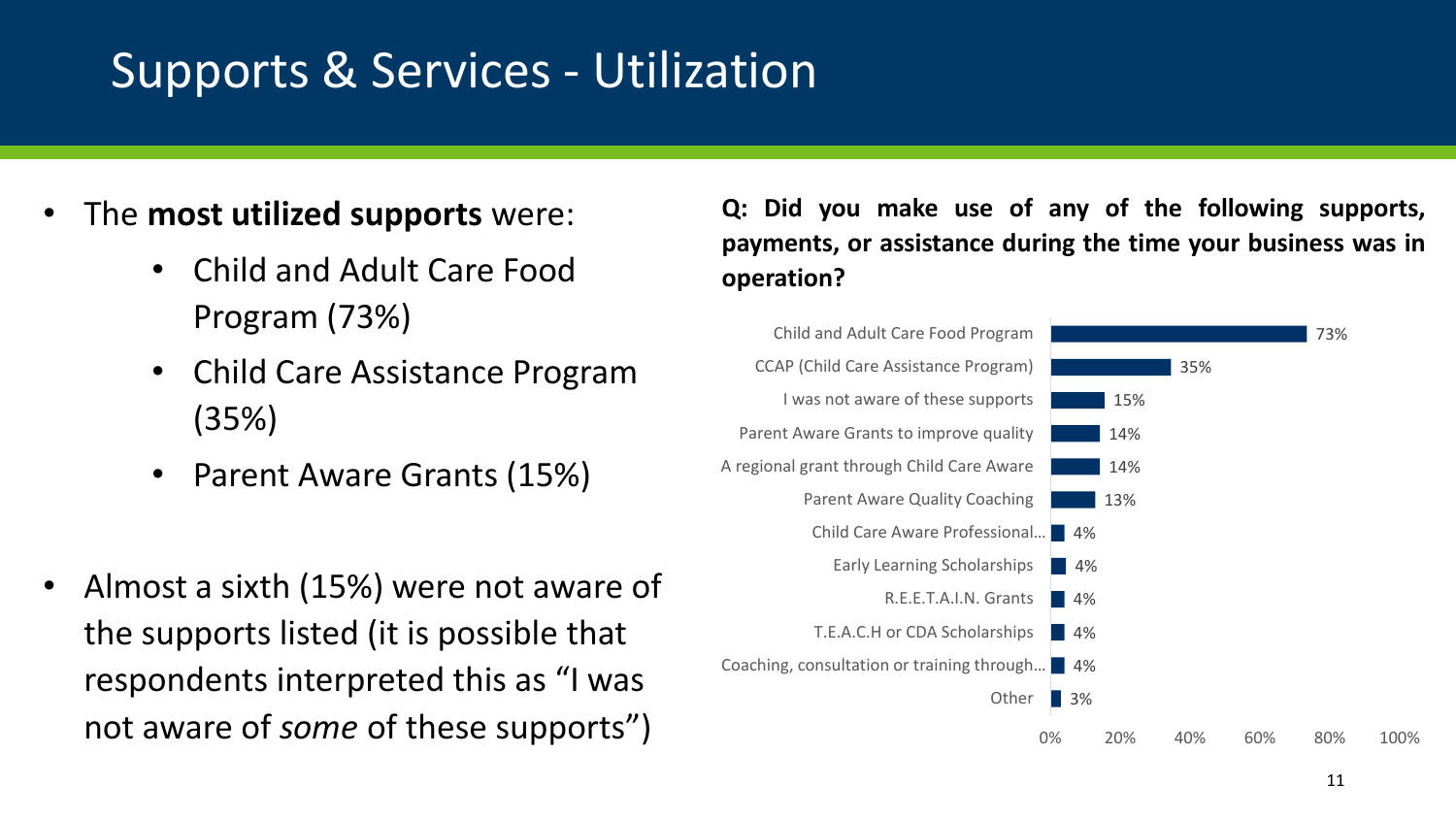# Supports & Services - Utilization

- The **most utilized supports** were:
  - Child and Adult Care Food Program (73%)
  - Child Care Assistance Program (35%)
  - Parent Aware Grants (15%)
- Almost a sixth (15%) were not aware of the supports listed (it is possible that respondents interpreted this as "I was not aware of *some* of these supports")

**Q: Did you make use of any of the following supports, payments, or assistance during the time your business was in operation?**

| Support | Percent |
|---|---|
| Child and Adult Care Food Program | 73% |
| CCAP (Child Care Assistance Program) | 35% |
| I was not aware of these supports | 15% |
| Parent Aware Grants to improve quality | 14% |
| A regional grant through Child Care Aware | 14% |
| Parent Aware Quality Coaching | 13% |
| Child Care Aware Professional... | 4% |
| Early Learning Scholarships | 4% |
| R.E.E.T.A.I.N. Grants | 4% |
| T.E.A.C.H or CDA Scholarships | 4% |
| Coaching, consultation or training through... | 4% |
| Other | 3% |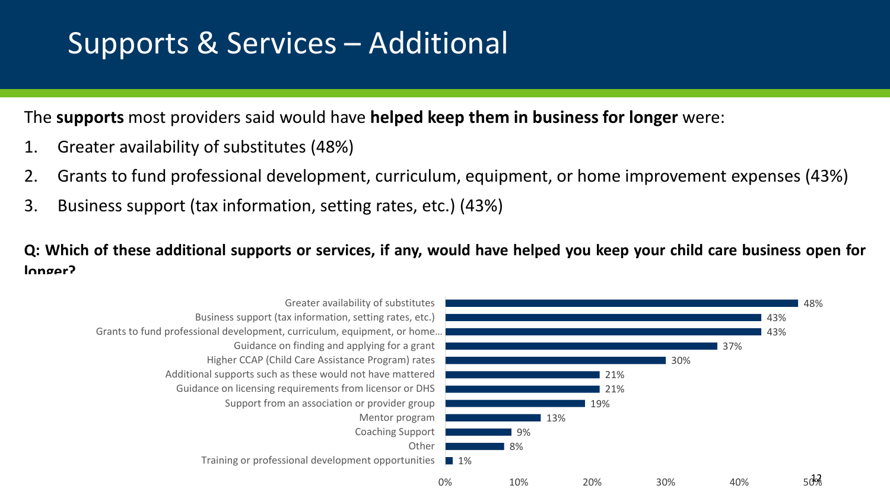# Supports & Services – Additional

The **supports** most providers said would have **helped keep them in business for longer** were:

1. Greater availability of substitutes (48%)
2. Grants to fund professional development, curriculum, equipment, or home improvement expenses (43%)
3. Business support (tax information, setting rates, etc.) (43%)

**Q: Which of these additional supports or services, if any, would have helped you keep your child care business open for longer?**

| Support | Percent |
| --- | --- |
| Greater availability of substitutes | 48% |
| Business support (tax information, setting rates, etc.) | 43% |
| Grants to fund professional development, curriculum, equipment, or home… | 43% |
| Guidance on finding and applying for a grant | 37% |
| Higher CCAP (Child Care Assistance Program) rates | 30% |
| Additional supports such as these would not have mattered | 21% |
| Guidance on licensing requirements from licensor or DHS | 21% |
| Support from an association or provider group | 19% |
| Mentor program | 13% |
| Coaching Support | 9% |
| Other | 8% |
| Training or professional development opportunities | 1% |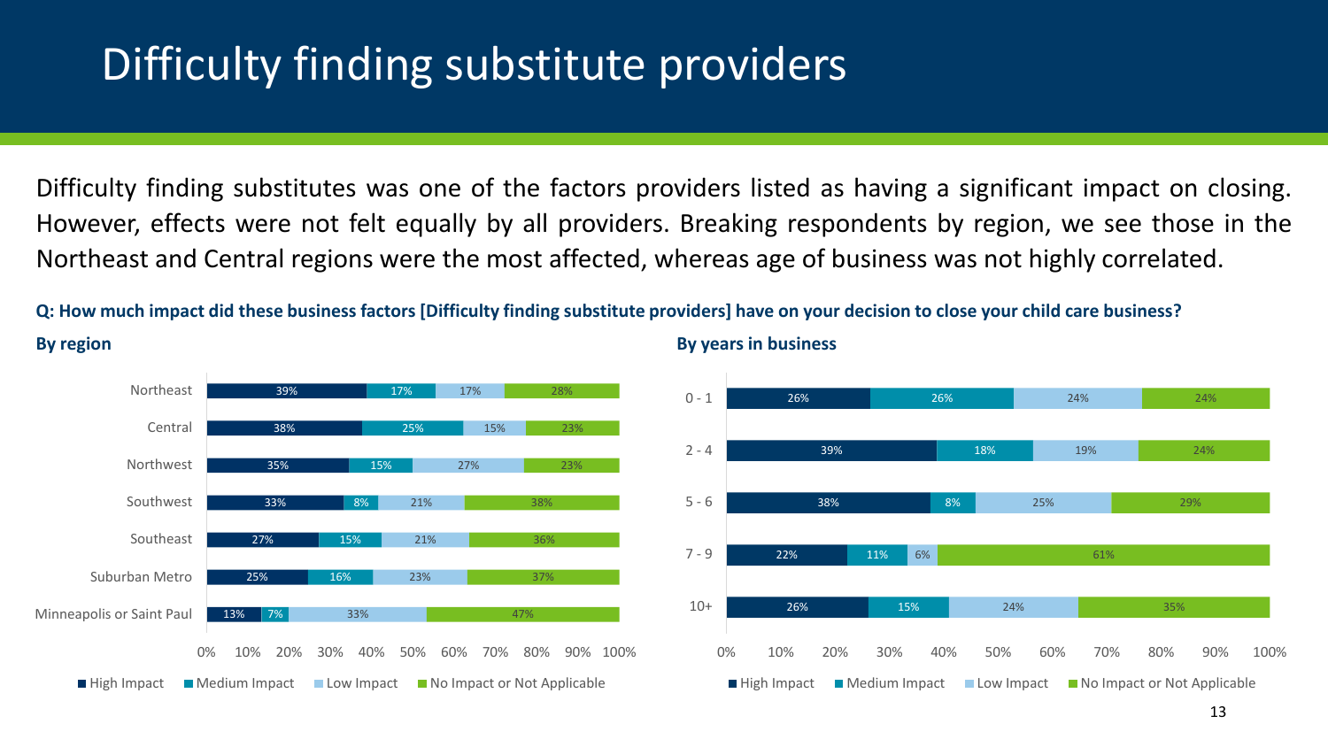# Difficulty finding substitute providers

Difficulty finding substitutes was one of the factors providers listed as having a significant impact on closing. However, effects were not felt equally by all providers. Breaking respondents by region, we see those in the Northeast and Central regions were the most affected, whereas age of business was not highly correlated.

**Q: How much impact did these business factors [Difficulty finding substitute providers] have on your decision to close your child care business?**

**By region**

| Region | High Impact | Medium Impact | Low Impact | No Impact or Not Applicable |
|---|---|---|---|---|
| Northeast | 39% | 17% | 17% | 28% |
| Central | 38% | 25% | 15% | 23% |
| Northwest | 35% | 15% | 27% | 23% |
| Southwest | 33% | 8% | 21% | 38% |
| Southeast | 27% | 15% | 21% | 36% |
| Suburban Metro | 25% | 16% | 23% | 37% |
| Minneapolis or Saint Paul | 13% | 7% | 33% | 47% |

**By years in business**

| Years in business | High Impact | Medium Impact | Low Impact | No Impact or Not Applicable |
|---|---|---|---|---|
| 0 - 1 | 26% | 26% | 24% | 24% |
| 2 - 4 | 39% | 18% | 19% | 24% |
| 5 - 6 | 38% | 8% | 25% | 29% |
| 7 - 9 | 22% | 11% | 6% | 61% |
| 10+ | 26% | 15% | 24% | 35% |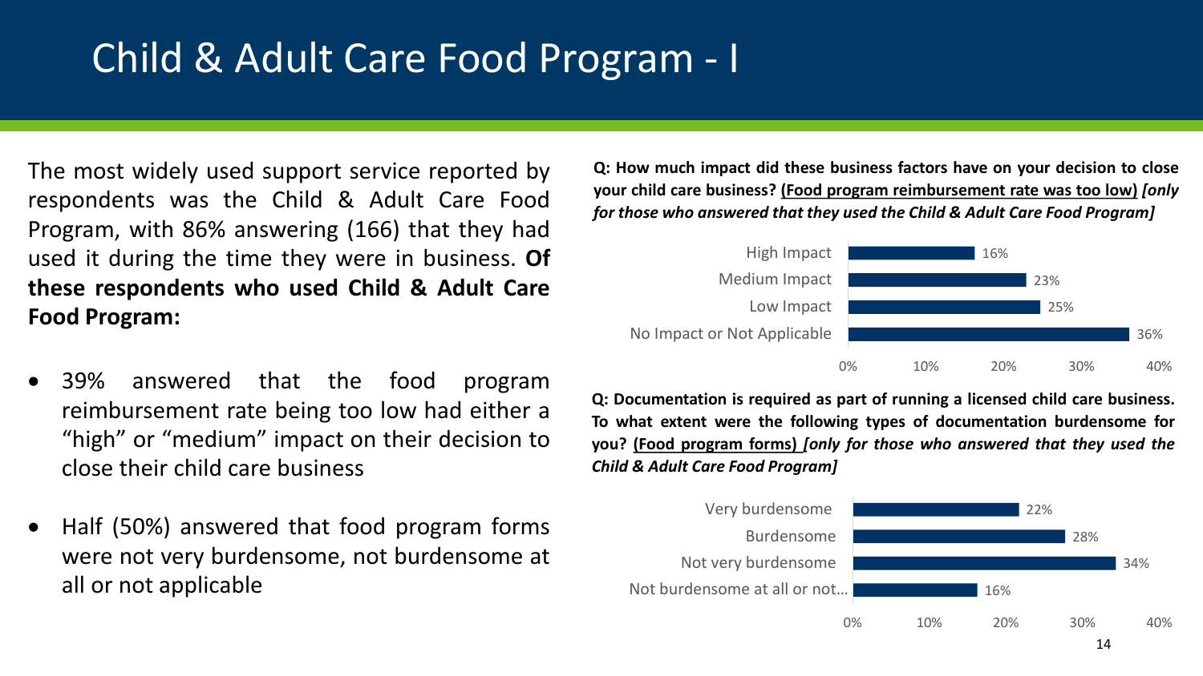# Child & Adult Care Food Program - I

The most widely used support service reported by respondents was the Child & Adult Care Food Program, with 86% answering (166) that they had used it during the time they were in business. **Of these respondents who used Child & Adult Care Food Program:**

- 39% answered that the food program reimbursement rate being too low had either a "high" or "medium" impact on their decision to close their child care business
- Half (50%) answered that food program forms were not very burdensome, not burdensome at all or not applicable

**Q: How much impact did these business factors have on your decision to close your child care business? <u>(Food program reimbursement rate was too low)</u>** ***[only for those who answered that they used the Child & Adult Care Food Program]***

| Response | Percent |
| --- | --- |
| High Impact | 16% |
| Medium Impact | 23% |
| Low Impact | 25% |
| No Impact or Not Applicable | 36% |

**Q: Documentation is required as part of running a licensed child care business. To what extent were the following types of documentation burdensome for you? <u>(Food program forms)</u>** ***[only for those who answered that they used the Child & Adult Care Food Program]***

| Response | Percent |
| --- | --- |
| Very burdensome | 22% |
| Burdensome | 28% |
| Not very burdensome | 34% |
| Not burdensome at all or not… | 16% |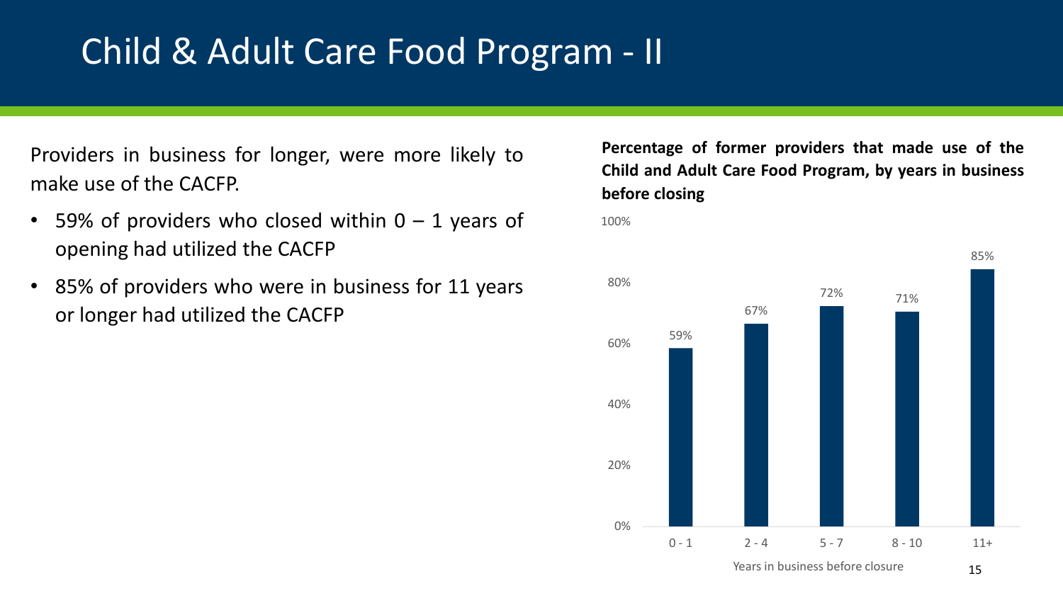# Child & Adult Care Food Program - II

Providers in business for longer, were more likely to make use of the CACFP.

- 59% of providers who closed within 0 – 1 years of opening had utilized the CACFP
- 85% of providers who were in business for 11 years or longer had utilized the CACFP

**Percentage of former providers that made use of the Child and Adult Care Food Program, by years in business before closing**

| Years in business before closure | Percentage |
|---|---|
| 0 - 1 | 59% |
| 2 - 4 | 67% |
| 5 - 7 | 72% |
| 8 - 10 | 71% |
| 11+ | 85% |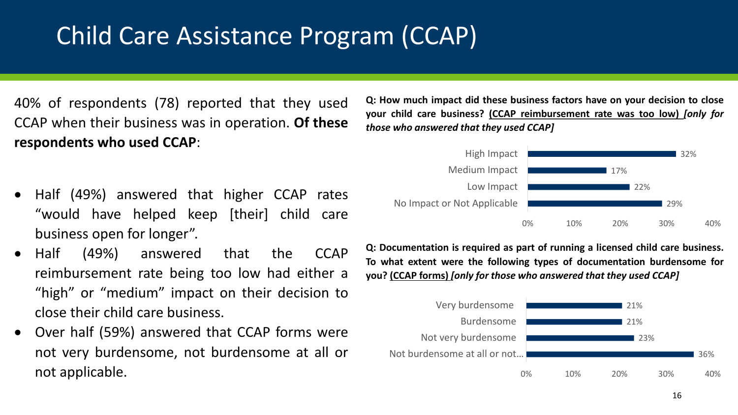# Child Care Assistance Program (CCAP)

40% of respondents (78) reported that they used CCAP when their business was in operation. **Of these respondents who used CCAP**:

- Half (49%) answered that higher CCAP rates "would have helped keep [their] child care business open for longer".
- Half (49%) answered that the CCAP reimbursement rate being too low had either a "high" or "medium" impact on their decision to close their child care business.
- Over half (59%) answered that CCAP forms were not very burdensome, not burdensome at all or not applicable.

**Q: How much impact did these business factors have on your decision to close your child care business? <u>(CCAP reimbursement rate was too low)</u>** ***[only for those who answered that they used CCAP]***

| Response | Percent |
| --- | --- |
| High Impact | 32% |
| Medium Impact | 17% |
| Low Impact | 22% |
| No Impact or Not Applicable | 29% |

**Q: Documentation is required as part of running a licensed child care business. To what extent were the following types of documentation burdensome for you? <u>(CCAP forms)</u>** ***[only for those who answered that they used CCAP]***

| Response | Percent |
| --- | --- |
| Very burdensome | 21% |
| Burdensome | 21% |
| Not very burdensome | 23% |
| Not burdensome at all or not... | 36% |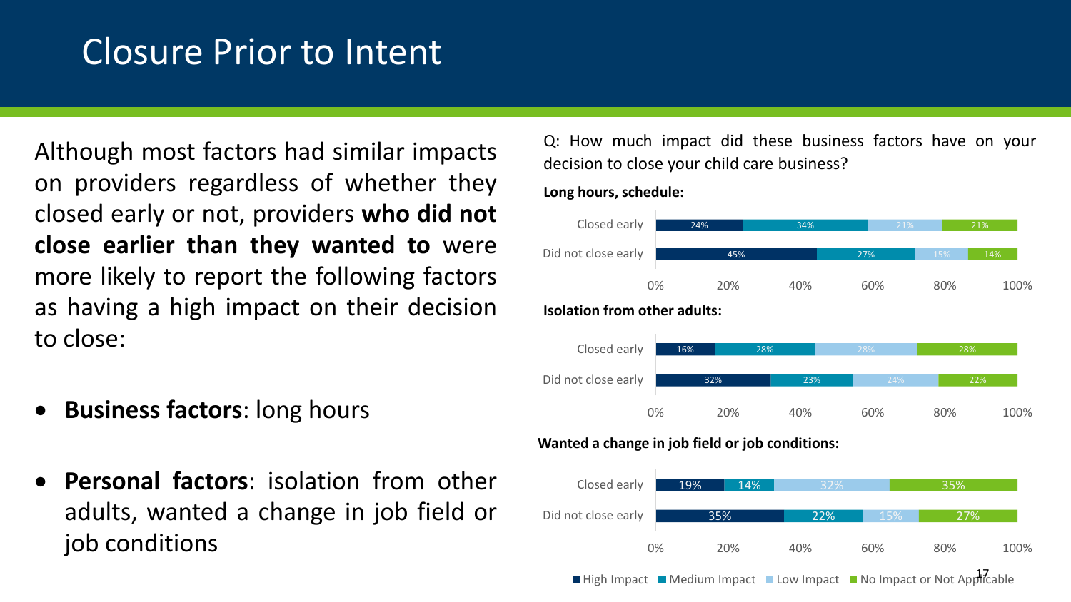# Closure Prior to Intent

Although most factors had similar impacts on providers regardless of whether they closed early or not, providers **who did not close earlier than they wanted to** were more likely to report the following factors as having a high impact on their decision to close:

- **Business factors**: long hours
- **Personal factors**: isolation from other adults, wanted a change in job field or job conditions

Q: How much impact did these business factors have on your decision to close your child care business?

**Long hours, schedule:**

| | High Impact | Medium Impact | Low Impact | No Impact or Not Applicable |
|---|---|---|---|---|
| Closed early | 24% | 34% | 21% | 21% |
| Did not close early | 45% | 27% | 15% | 14% |

**Isolation from other adults:**

| | High Impact | Medium Impact | Low Impact | No Impact or Not Applicable |
|---|---|---|---|---|
| Closed early | 16% | 28% | 28% | 28% |
| Did not close early | 32% | 23% | 24% | 22% |

**Wanted a change in job field or job conditions:**

| | High Impact | Medium Impact | Low Impact | No Impact or Not Applicable |
|---|---|---|---|---|
| Closed early | 19% | 14% | 32% | 35% |
| Did not close early | 35% | 22% | 15% | 27% |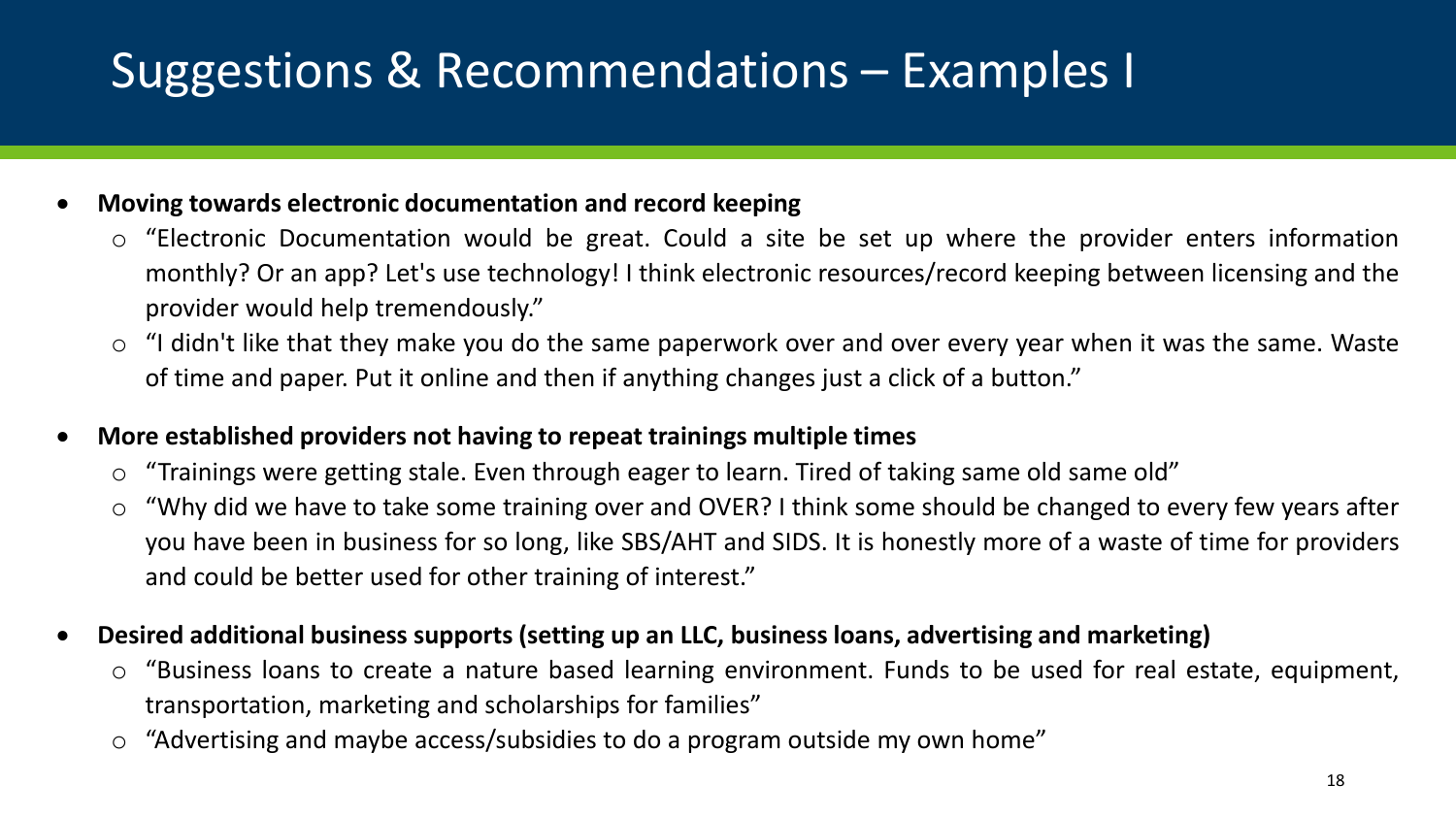# Suggestions & Recommendations – Examples I

- **Moving towards electronic documentation and record keeping**
  - "Electronic Documentation would be great. Could a site be set up where the provider enters information monthly? Or an app? Let's use technology! I think electronic resources/record keeping between licensing and the provider would help tremendously."
  - "I didn't like that they make you do the same paperwork over and over every year when it was the same. Waste of time and paper. Put it online and then if anything changes just a click of a button."
- **More established providers not having to repeat trainings multiple times**
  - "Trainings were getting stale. Even through eager to learn. Tired of taking same old same old"
  - "Why did we have to take some training over and OVER? I think some should be changed to every few years after you have been in business for so long, like SBS/AHT and SIDS. It is honestly more of a waste of time for providers and could be better used for other training of interest."
- **Desired additional business supports (setting up an LLC, business loans, advertising and marketing)**
  - "Business loans to create a nature based learning environment. Funds to be used for real estate, equipment, transportation, marketing and scholarships for families"
  - "Advertising and maybe access/subsidies to do a program outside my own home"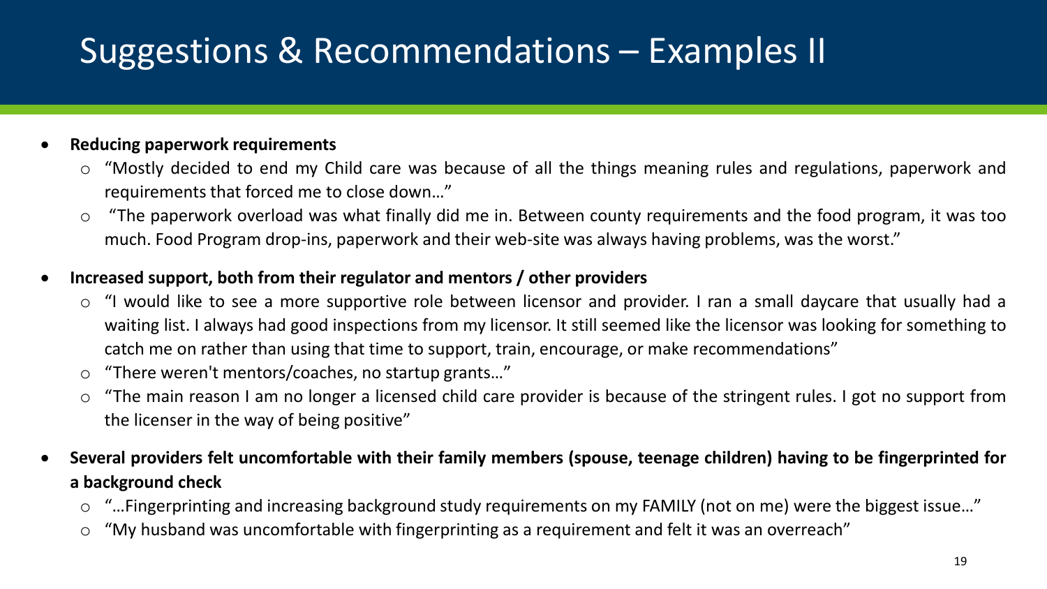# Suggestions & Recommendations – Examples II

- **Reducing paperwork requirements**
  - "Mostly decided to end my Child care was because of all the things meaning rules and regulations, paperwork and requirements that forced me to close down…"
  - "The paperwork overload was what finally did me in. Between county requirements and the food program, it was too much. Food Program drop-ins, paperwork and their web-site was always having problems, was the worst."
- **Increased support, both from their regulator and mentors / other providers**
  - "I would like to see a more supportive role between licensor and provider. I ran a small daycare that usually had a waiting list. I always had good inspections from my licensor. It still seemed like the licensor was looking for something to catch me on rather than using that time to support, train, encourage, or make recommendations"
  - "There weren't mentors/coaches, no startup grants…"
  - "The main reason I am no longer a licensed child care provider is because of the stringent rules. I got no support from the licenser in the way of being positive"
- **Several providers felt uncomfortable with their family members (spouse, teenage children) having to be fingerprinted for a background check**
  - "…Fingerprinting and increasing background study requirements on my FAMILY (not on me) were the biggest issue…"
  - "My husband was uncomfortable with fingerprinting as a requirement and felt it was an overreach"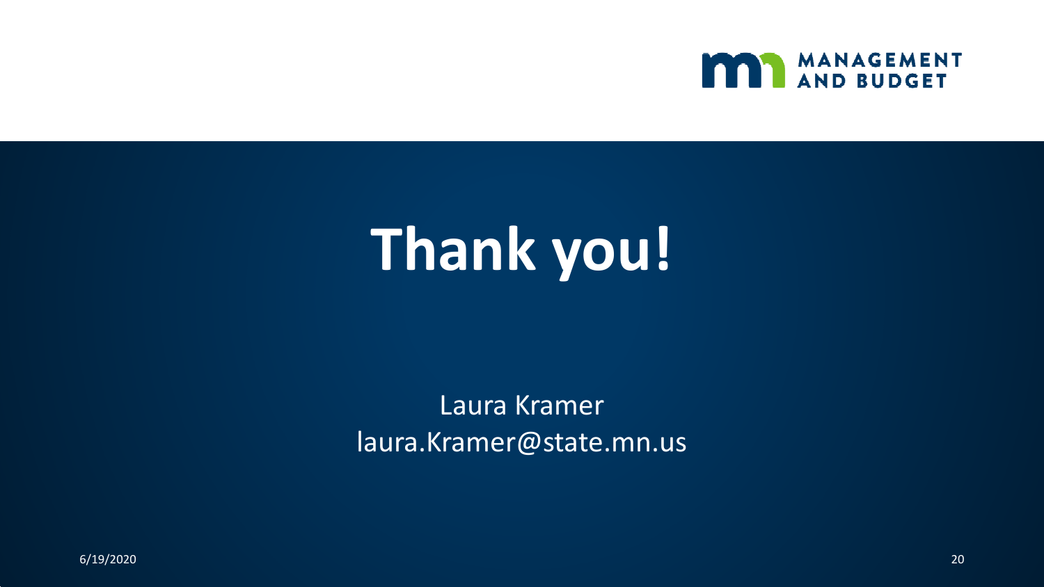# Thank you!

Laura Kramer
laura.Kramer@state.mn.us